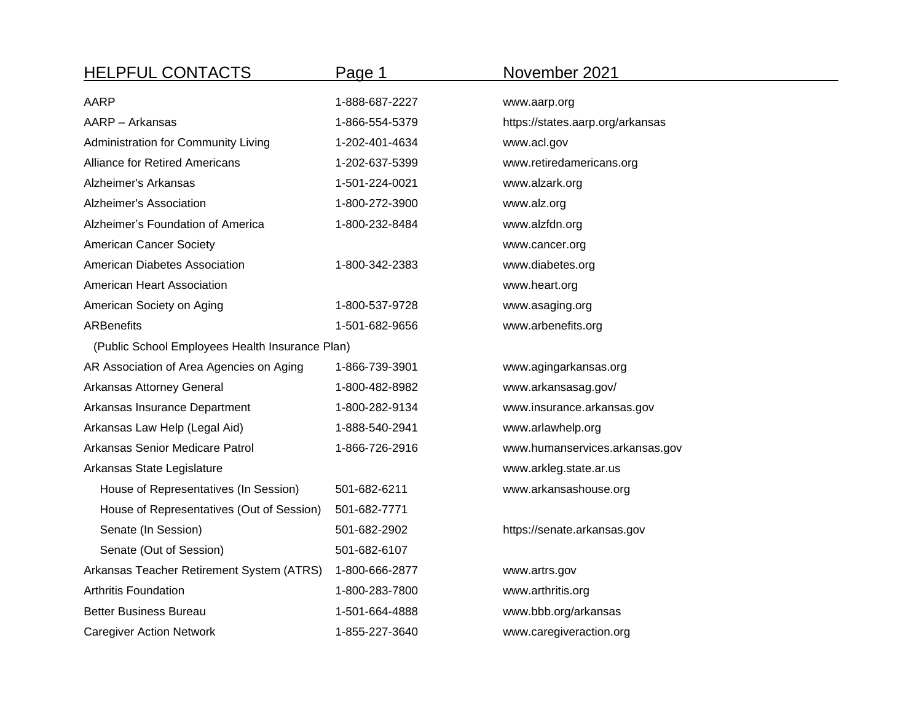## HELPFUL CONTACTS — November 2021

| Organization | Phone | Website |
|---|---|---|
| AARP | 1-888-687-2227 | www.aarp.org |
| AARP – Arkansas | 1-866-554-5379 | https://states.aarp.org/arkansas |
| Administration for Community Living | 1-202-401-4634 | www.acl.gov |
| Alliance for Retired Americans | 1-202-637-5399 | www.retiredamericans.org |
| Alzheimer's Arkansas | 1-501-224-0021 | www.alzark.org |
| Alzheimer's Association | 1-800-272-3900 | www.alz.org |
| Alzheimer's Foundation of America | 1-800-232-8484 | www.alzfdn.org |
| American Cancer Society | | www.cancer.org |
| American Diabetes Association | 1-800-342-2383 | www.diabetes.org |
| American Heart Association | | www.heart.org |
| American Society on Aging | 1-800-537-9728 | www.asaging.org |
| ARBenefits (Public School Employees Health Insurance Plan) | 1-501-682-9656 | www.arbenefits.org |
| AR Association of Area Agencies on Aging | 1-866-739-3901 | www.agingarkansas.org |
| Arkansas Attorney General | 1-800-482-8982 | www.arkansasag.gov/ |
| Arkansas Insurance Department | 1-800-282-9134 | www.insurance.arkansas.gov |
| Arkansas Law Help (Legal Aid) | 1-888-540-2941 | www.arlawhelp.org |
| Arkansas Senior Medicare Patrol | 1-866-726-2916 | www.humanservices.arkansas.gov |
| Arkansas State Legislature | | www.arkleg.state.ar.us |
| House of Representatives (In Session) | 501-682-6211 | www.arkansashouse.org |
| House of Representatives (Out of Session) | 501-682-7771 | |
| Senate (In Session) | 501-682-2902 | https://senate.arkansas.gov |
| Senate (Out of Session) | 501-682-6107 | |
| Arkansas Teacher Retirement System (ATRS) | 1-800-666-2877 | www.artrs.gov |
| Arthritis Foundation | 1-800-283-7800 | www.arthritis.org |
| Better Business Bureau | 1-501-664-4888 | www.bbb.org/arkansas |
| Caregiver Action Network | 1-855-227-3640 | www.caregiveraction.org |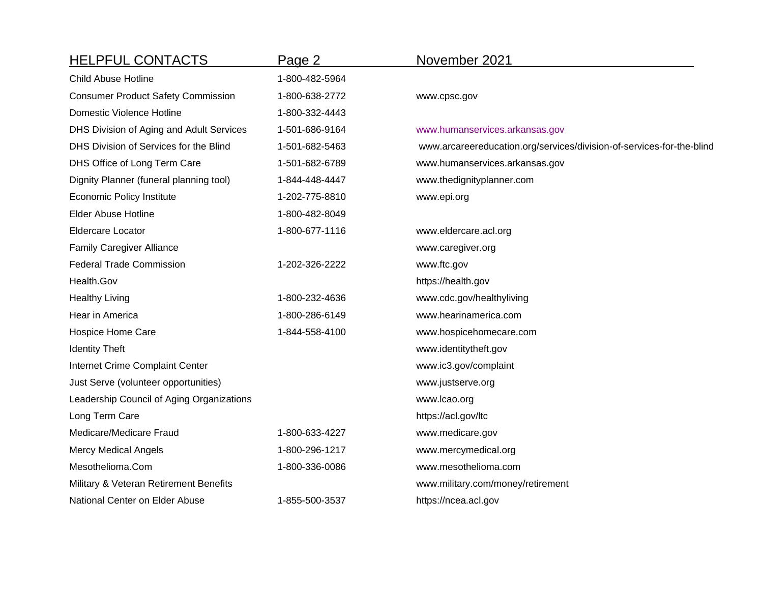| HELPFUL CONTACTS | Page 2 | November 2021 |
|---|---|---|
| Child Abuse Hotline | 1-800-482-5964 | |
| Consumer Product Safety Commission | 1-800-638-2772 | www.cpsc.gov |
| Domestic Violence Hotline | 1-800-332-4443 | |
| DHS Division of Aging and Adult Services | 1-501-686-9164 | www.humanservices.arkansas.gov |
| DHS Division of Services for the Blind | 1-501-682-5463 | www.arcareereducation.org/services/division-of-services-for-the-blind |
| DHS Office of Long Term Care | 1-501-682-6789 | www.humanservices.arkansas.gov |
| Dignity Planner (funeral planning tool) | 1-844-448-4447 | www.thedignityplanner.com |
| Economic Policy Institute | 1-202-775-8810 | www.epi.org |
| Elder Abuse Hotline | 1-800-482-8049 | |
| Eldercare Locator | 1-800-677-1116 | www.eldercare.acl.org |
| Family Caregiver Alliance | | www.caregiver.org |
| Federal Trade Commission | 1-202-326-2222 | www.ftc.gov |
| Health.Gov | | https://health.gov |
| Healthy Living | 1-800-232-4636 | www.cdc.gov/healthyliving |
| Hear in America | 1-800-286-6149 | www.hearinamerica.com |
| Hospice Home Care | 1-844-558-4100 | www.hospicehomecare.com |
| Identity Theft | | www.identitytheft.gov |
| Internet Crime Complaint Center | | www.ic3.gov/complaint |
| Just Serve (volunteer opportunities) | | www.justserve.org |
| Leadership Council of Aging Organizations | | www.lcao.org |
| Long Term Care | | https://acl.gov/ltc |
| Medicare/Medicare Fraud | 1-800-633-4227 | www.medicare.gov |
| Mercy Medical Angels | 1-800-296-1217 | www.mercymedical.org |
| Mesothelioma.Com | 1-800-336-0086 | www.mesothelioma.com |
| Military & Veteran Retirement Benefits | | www.military.com/money/retirement |
| National Center on Elder Abuse | 1-855-500-3537 | https://ncea.acl.gov |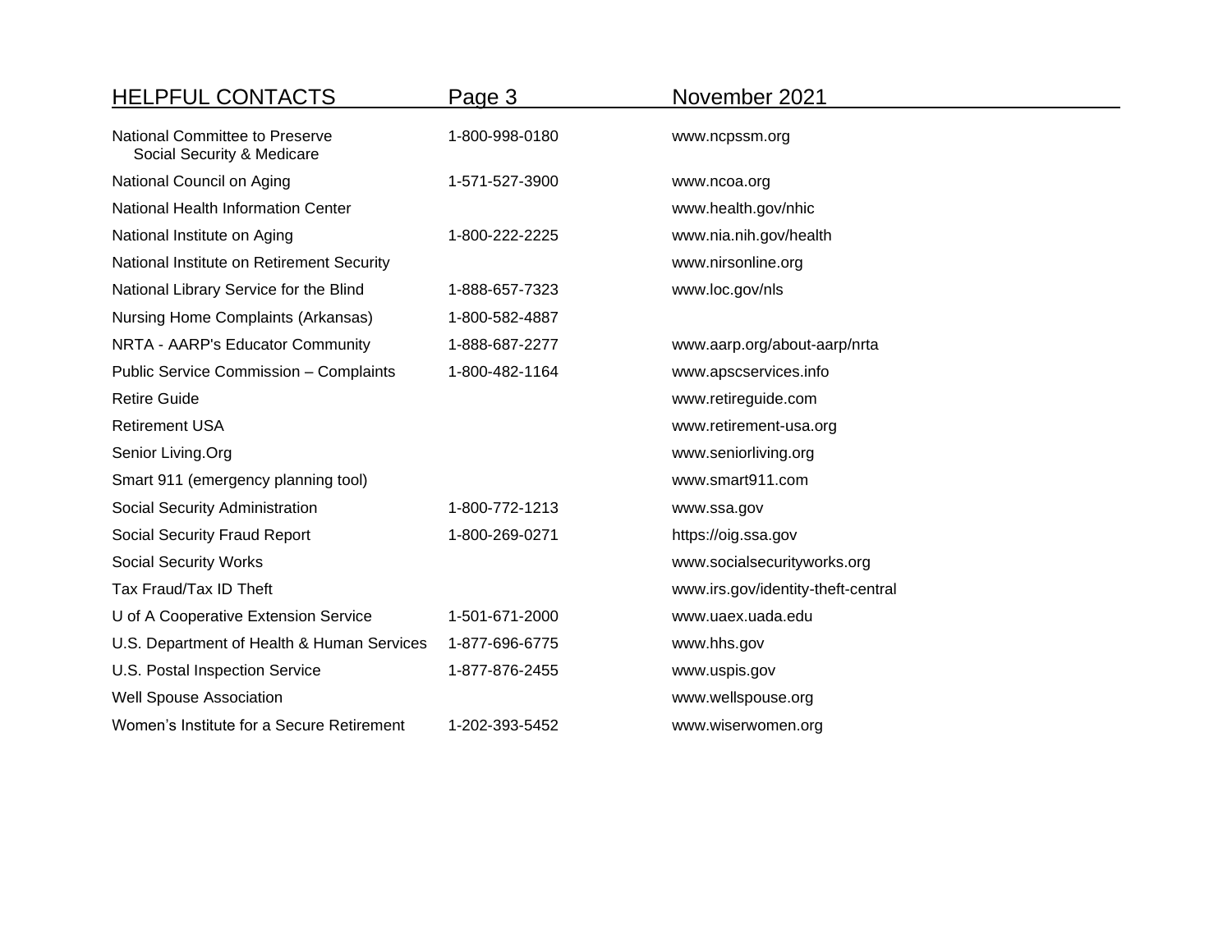| | | |
|---|---|---|
| National Committee to Preserve Social Security & Medicare | 1-800-998-0180 | www.ncpssm.org |
| National Council on Aging | 1-571-527-3900 | www.ncoa.org |
| National Health Information Center | | www.health.gov/nhic |
| National Institute on Aging | 1-800-222-2225 | www.nia.nih.gov/health |
| National Institute on Retirement Security | | www.nirsonline.org |
| National Library Service for the Blind | 1-888-657-7323 | www.loc.gov/nls |
| Nursing Home Complaints (Arkansas) | 1-800-582-4887 | |
| NRTA - AARP's Educator Community | 1-888-687-2277 | www.aarp.org/about-aarp/nrta |
| Public Service Commission – Complaints | 1-800-482-1164 | www.apscservices.info |
| Retire Guide | | www.retireguide.com |
| Retirement USA | | www.retirement-usa.org |
| Senior Living.Org | | www.seniorliving.org |
| Smart 911 (emergency planning tool) | | www.smart911.com |
| Social Security Administration | 1-800-772-1213 | www.ssa.gov |
| Social Security Fraud Report | 1-800-269-0271 | https://oig.ssa.gov |
| Social Security Works | | www.socialsecurityworks.org |
| Tax Fraud/Tax ID Theft | | www.irs.gov/identity-theft-central |
| U of A Cooperative Extension Service | 1-501-671-2000 | www.uaex.uada.edu |
| U.S. Department of Health & Human Services | 1-877-696-6775 | www.hhs.gov |
| U.S. Postal Inspection Service | 1-877-876-2455 | www.uspis.gov |
| Well Spouse Association | | www.wellspouse.org |
| Women's Institute for a Secure Retirement | 1-202-393-5452 | www.wiserwomen.org |